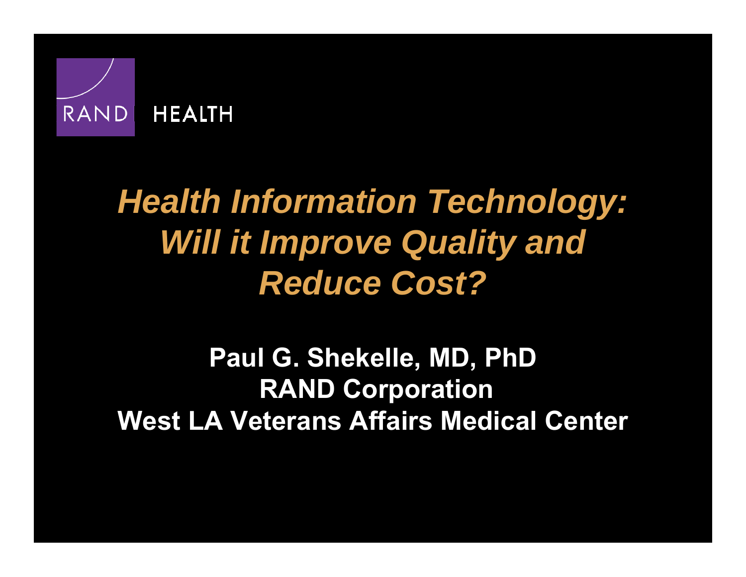RAND HEALTH

# *Health Information Technology: Will it Improve Quality and Reduce Cost?*

**Paul G. Shekelle, MD, PhD**
**RAND Corporation**
**West LA Veterans Affairs Medical Center**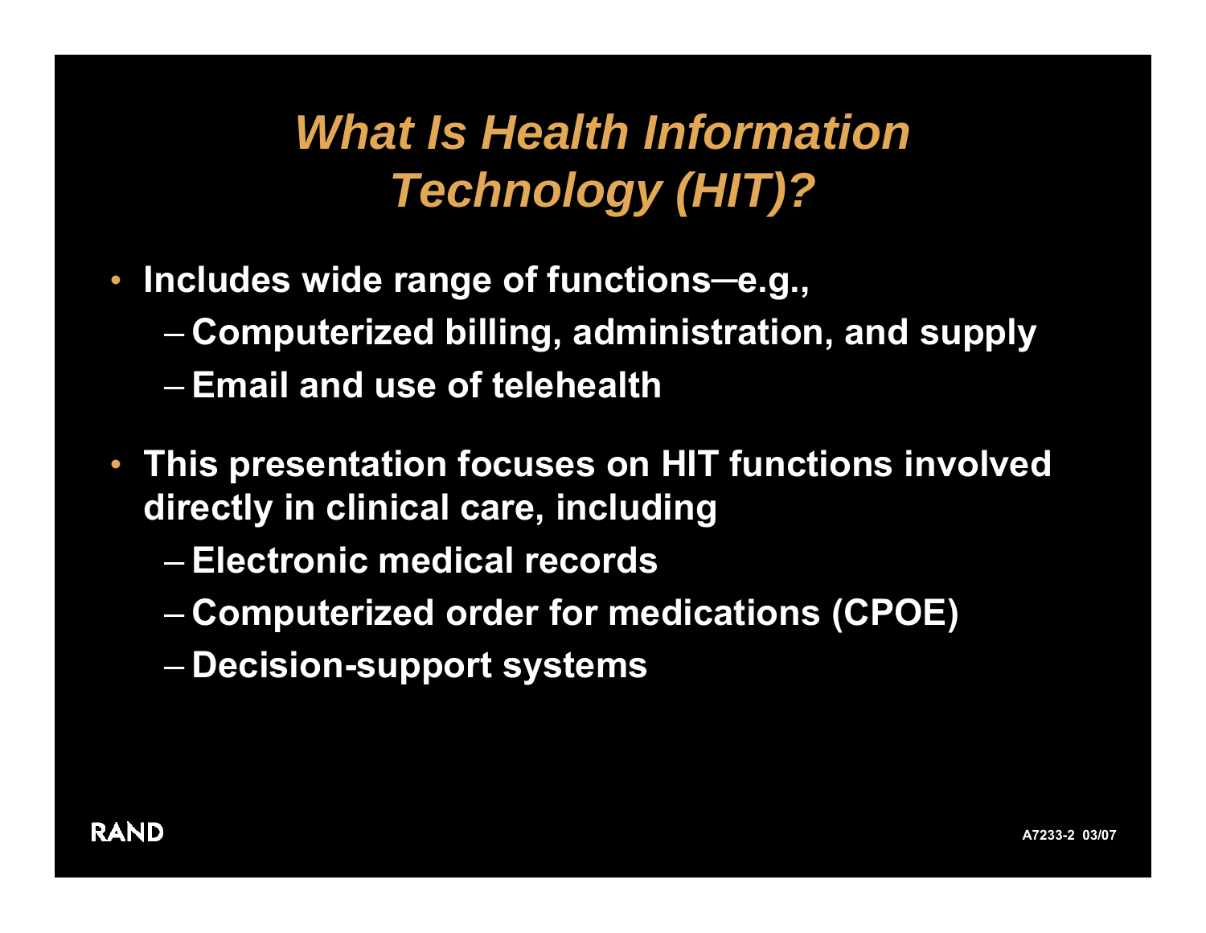# *What Is Health Information Technology (HIT)?*

- **Includes wide range of functions—e.g.,**
  - **Computerized billing, administration, and supply**
  - **Email and use of telehealth**
- **This presentation focuses on HIT functions involved directly in clinical care, including**
  - **Electronic medical records**
  - **Computerized order for medications (CPOE)**
  - **Decision-support systems**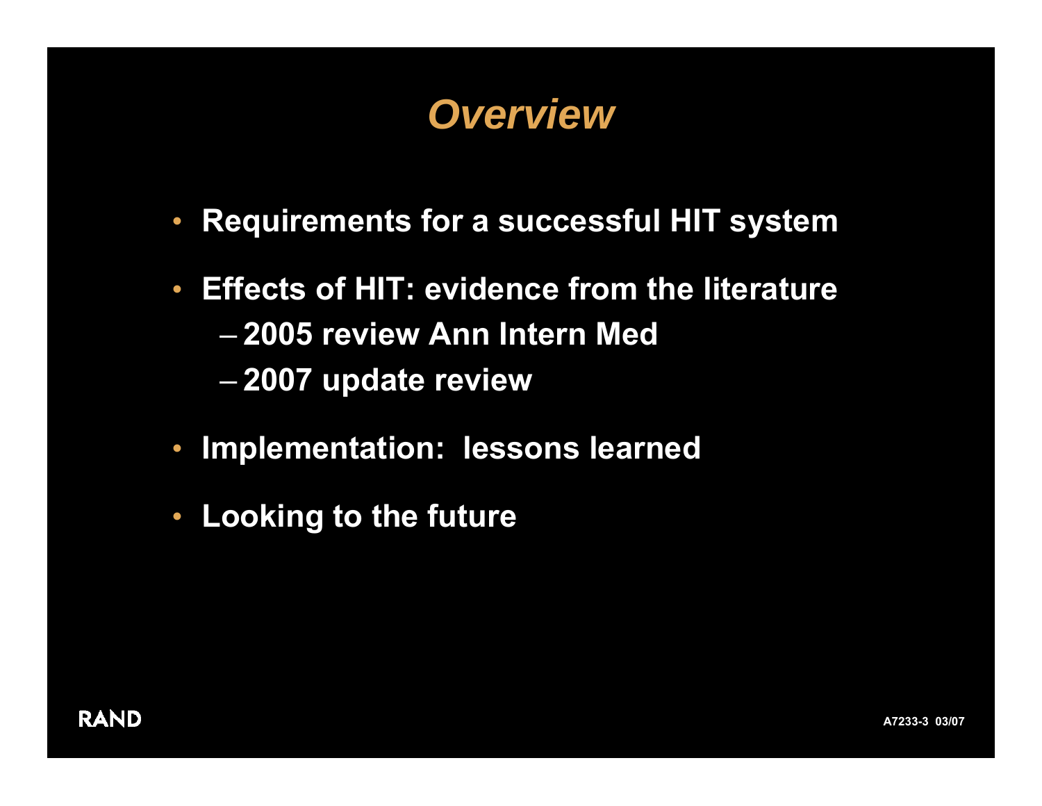# *Overview*

- **Requirements for a successful HIT system**
- **Effects of HIT: evidence from the literature**
  - **2005 review Ann Intern Med**
  - **2007 update review**
- **Implementation: lessons learned**
- **Looking to the future**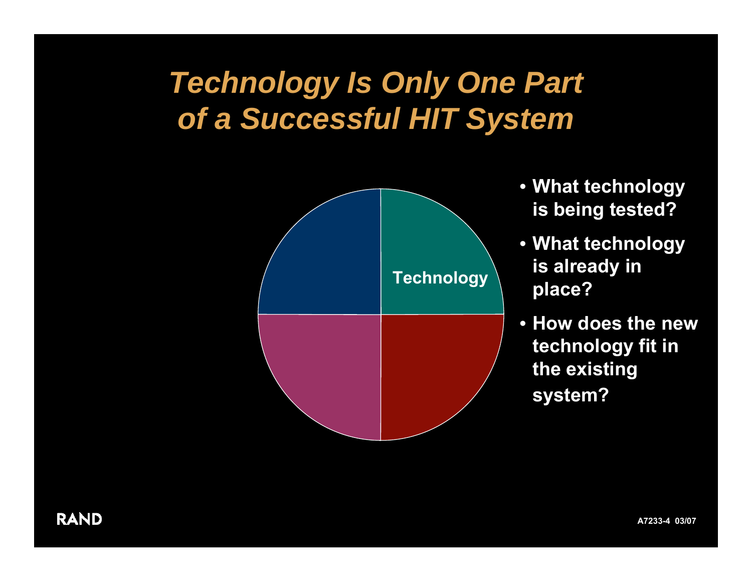# Technology Is Only One Part of a Successful HIT System

Technology

- What technology is being tested?
- What technology is already in place?
- How does the new technology fit in the existing system?

RAND

A7233-4 03/07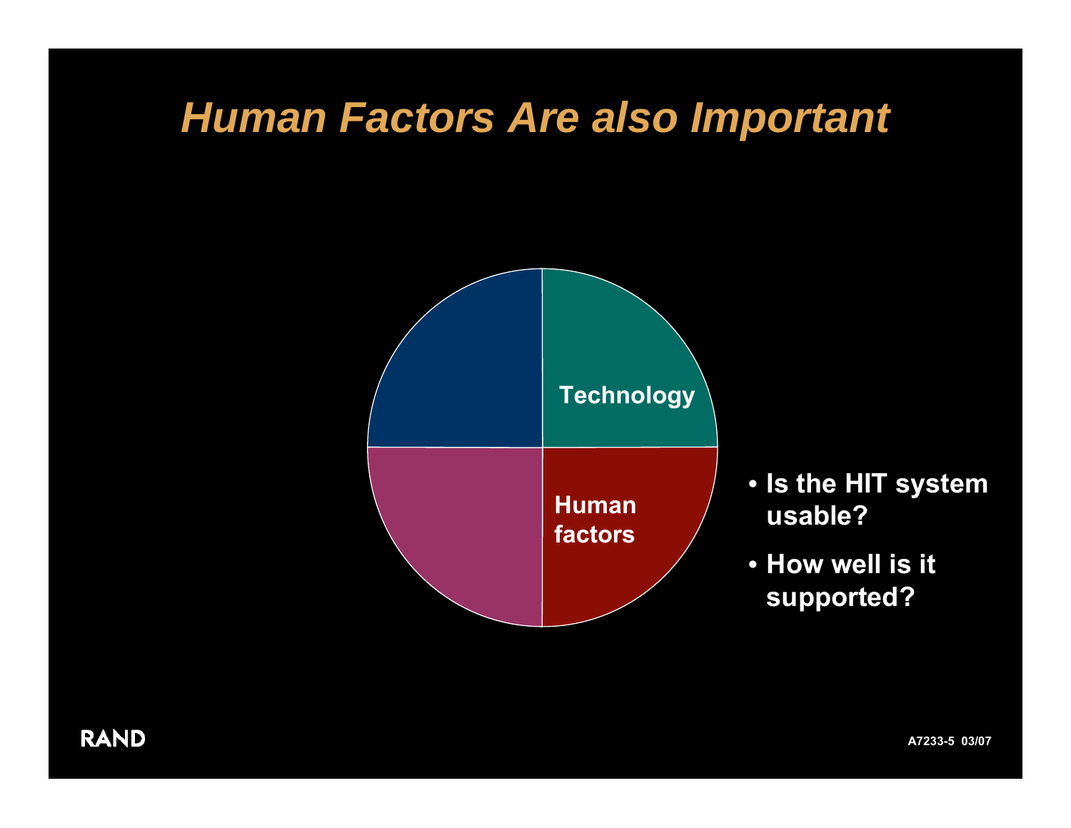# *Human Factors Are also Important*

Technology

Human factors

- Is the HIT system usable?
- How well is it supported?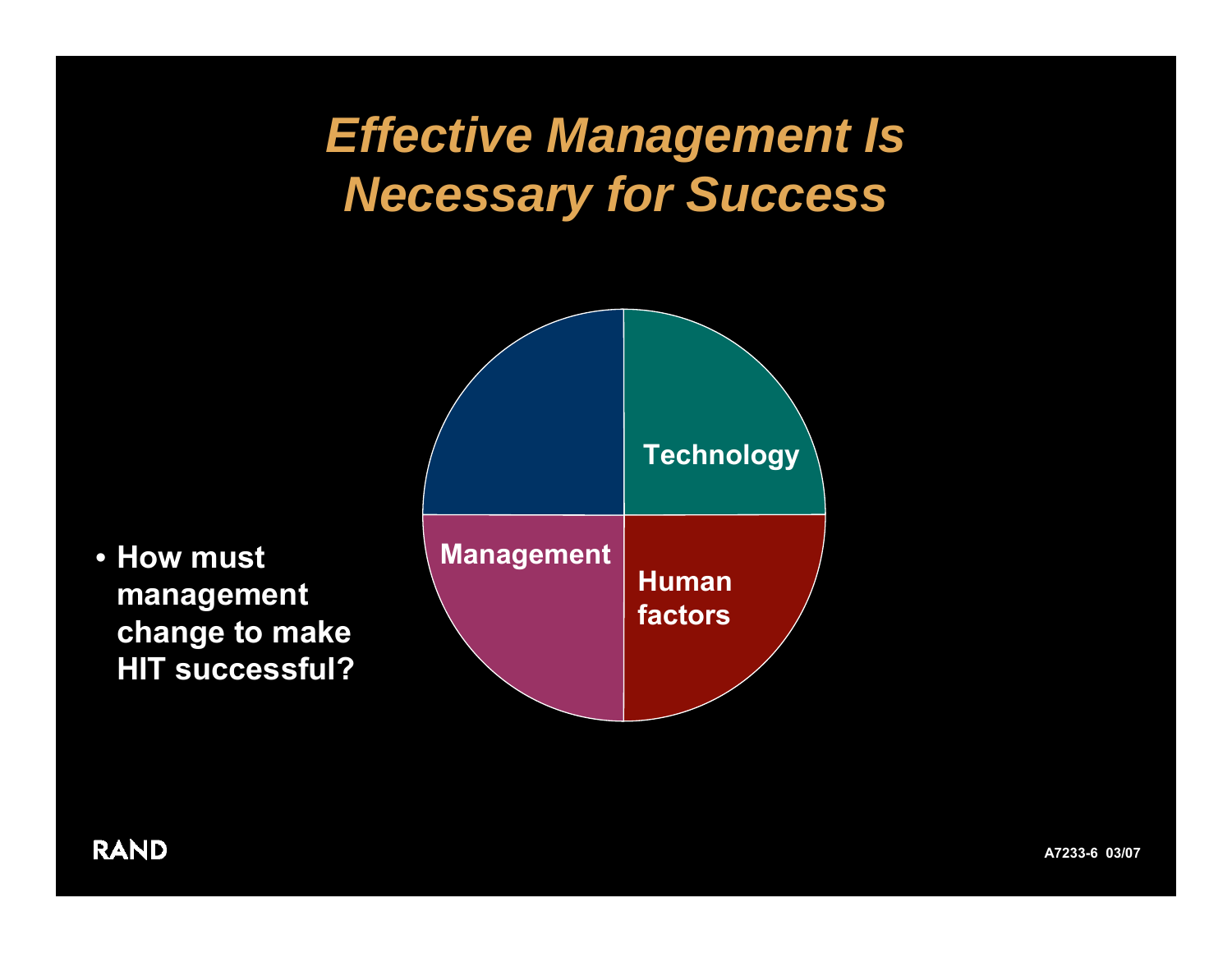# *Effective Management Is Necessary for Success*

Technology

Management

Human factors

- **How must management change to make HIT successful?**

RAND

A7233-6 03/07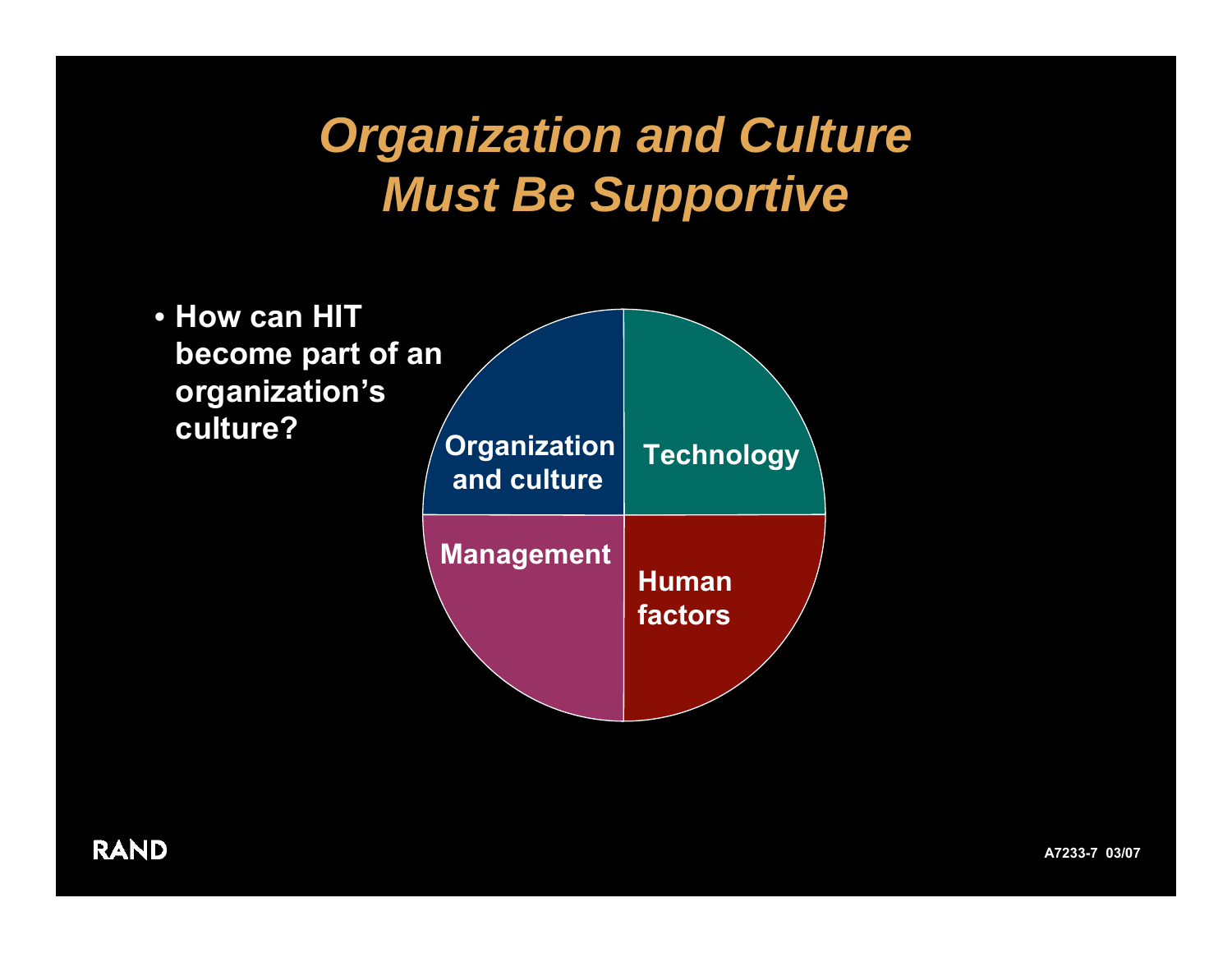# *Organization and Culture Must Be Supportive*

- **How can HIT become part of an organization's culture?**

Organization and culture

Technology

Management

Human factors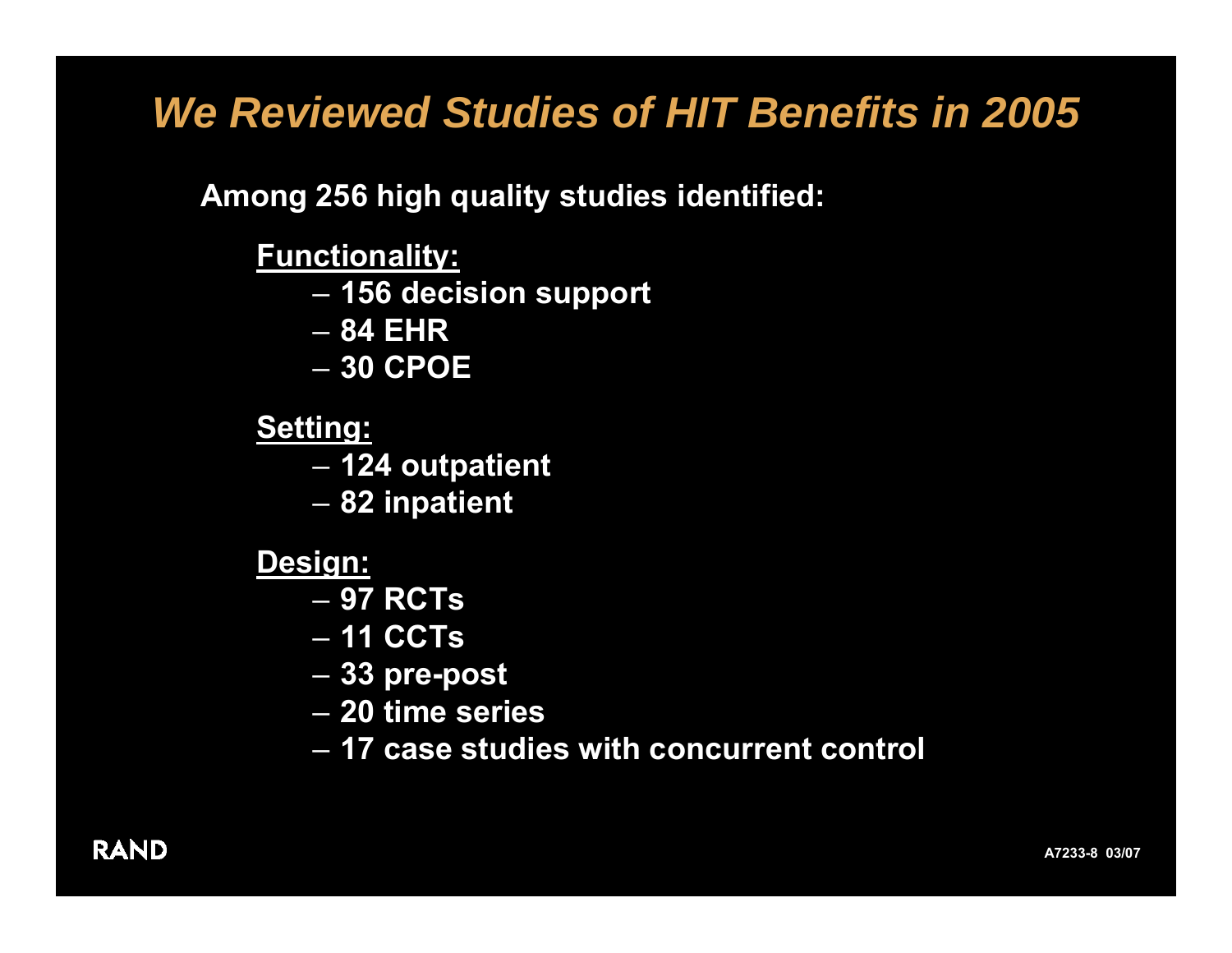# We Reviewed Studies of HIT Benefits in 2005

**Among 256 high quality studies identified:**

**Functionality:**

- 156 decision support
- 84 EHR
- 30 CPOE

**Setting:**

- 124 outpatient
- 82 inpatient

**Design:**

- 97 RCTs
- 11 CCTs
- 33 pre-post
- 20 time series
- 17 case studies with concurrent control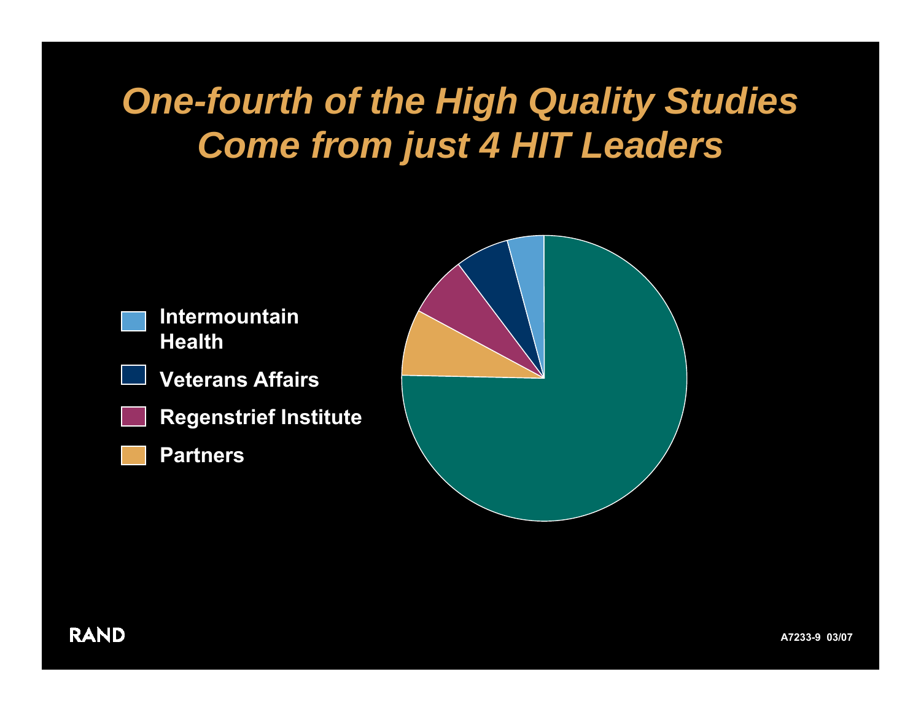# One-fourth of the High Quality Studies Come from just 4 HIT Leaders

- Intermountain Health
- Veterans Affairs
- Regenstrief Institute
- Partners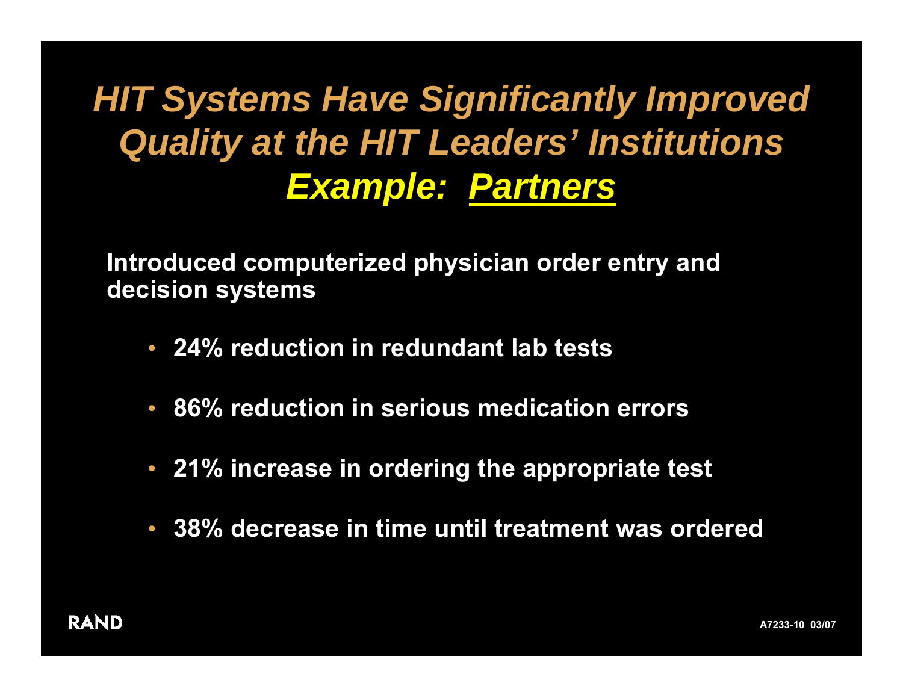# *HIT Systems Have Significantly Improved Quality at the HIT Leaders' Institutions*
## *Example: Partners*

**Introduced computerized physician order entry and decision systems**

- **24% reduction in redundant lab tests**
- **86% reduction in serious medication errors**
- **21% increase in ordering the appropriate test**
- **38% decrease in time until treatment was ordered**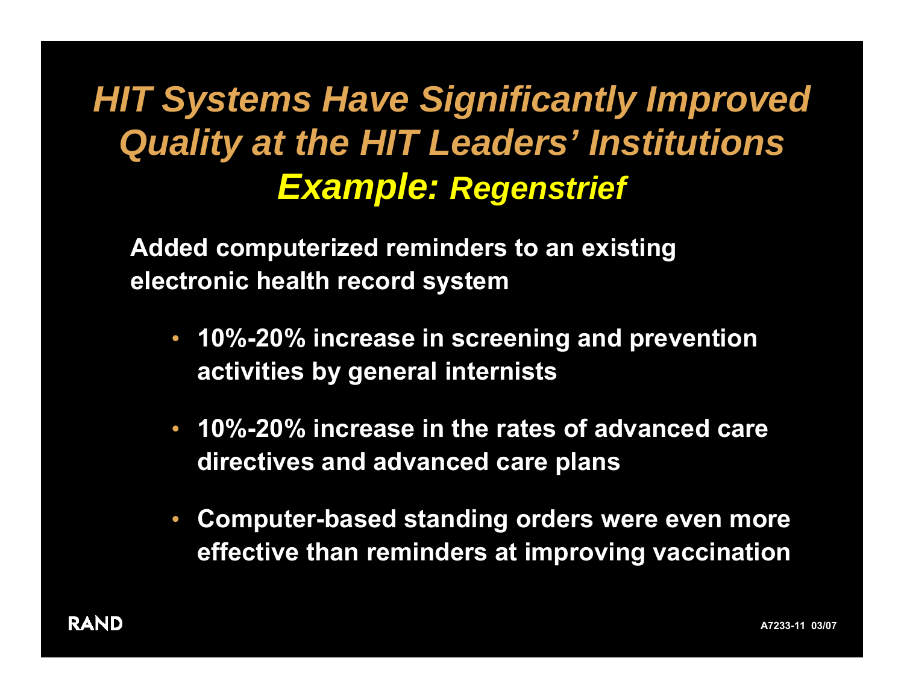# *HIT Systems Have Significantly Improved Quality at the HIT Leaders' Institutions*

## *Example: Regenstrief*

**Added computerized reminders to an existing electronic health record system**

- **10%-20% increase in screening and prevention activities by general internists**
- **10%-20% increase in the rates of advanced care directives and advanced care plans**
- **Computer-based standing orders were even more effective than reminders at improving vaccination**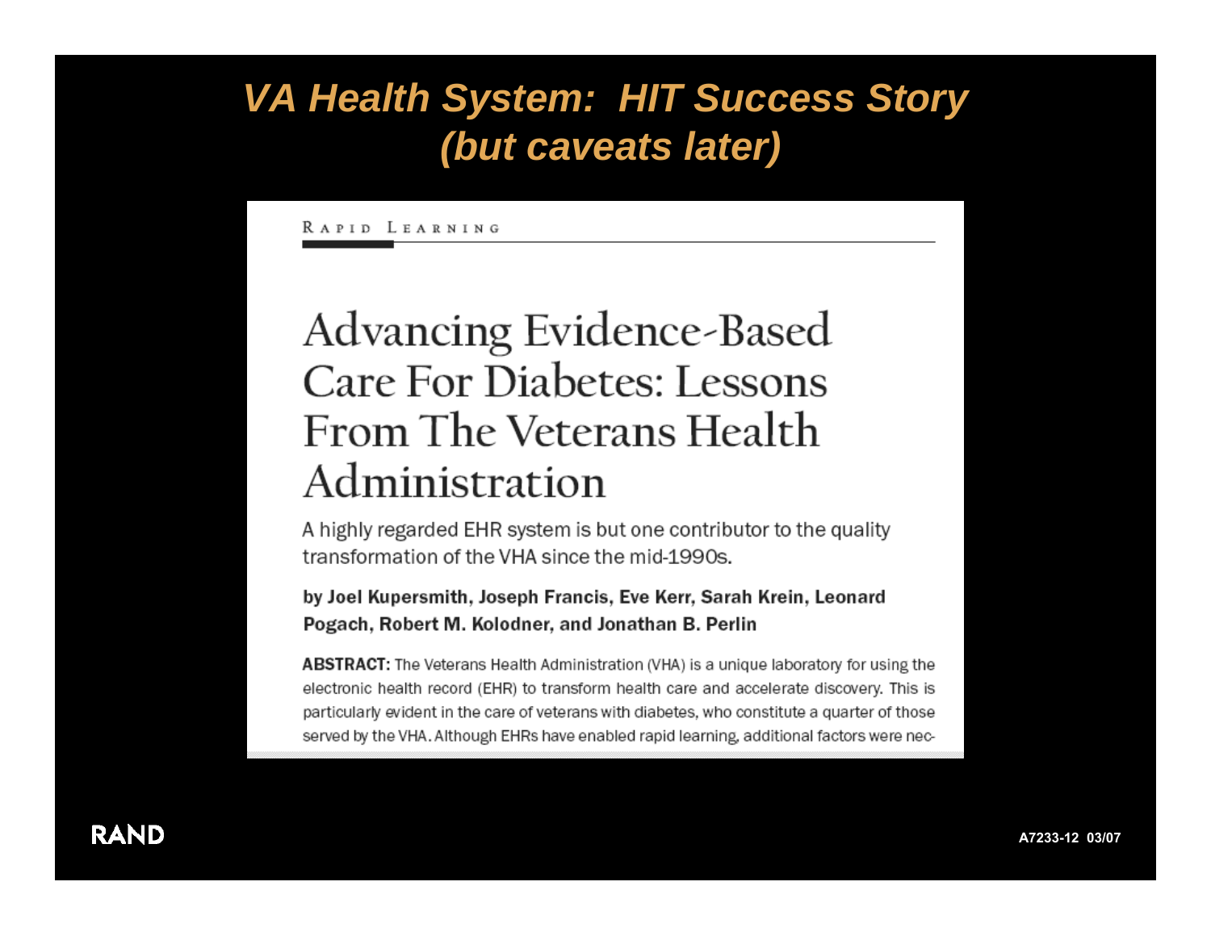# VA Health System: HIT Success Story (but caveats later)

RAPID LEARNING

## Advancing Evidence-Based Care For Diabetes: Lessons From The Veterans Health Administration

A highly regarded EHR system is but one contributor to the quality transformation of the VHA since the mid-1990s.

**by Joel Kupersmith, Joseph Francis, Eve Kerr, Sarah Krein, Leonard Pogach, Robert M. Kolodner, and Jonathan B. Perlin**

**ABSTRACT:** The Veterans Health Administration (VHA) is a unique laboratory for using the electronic health record (EHR) to transform health care and accelerate discovery. This is particularly evident in the care of veterans with diabetes, who constitute a quarter of those served by the VHA. Although EHRs have enabled rapid learning, additional factors were nec-

RAND

A7233-12 03/07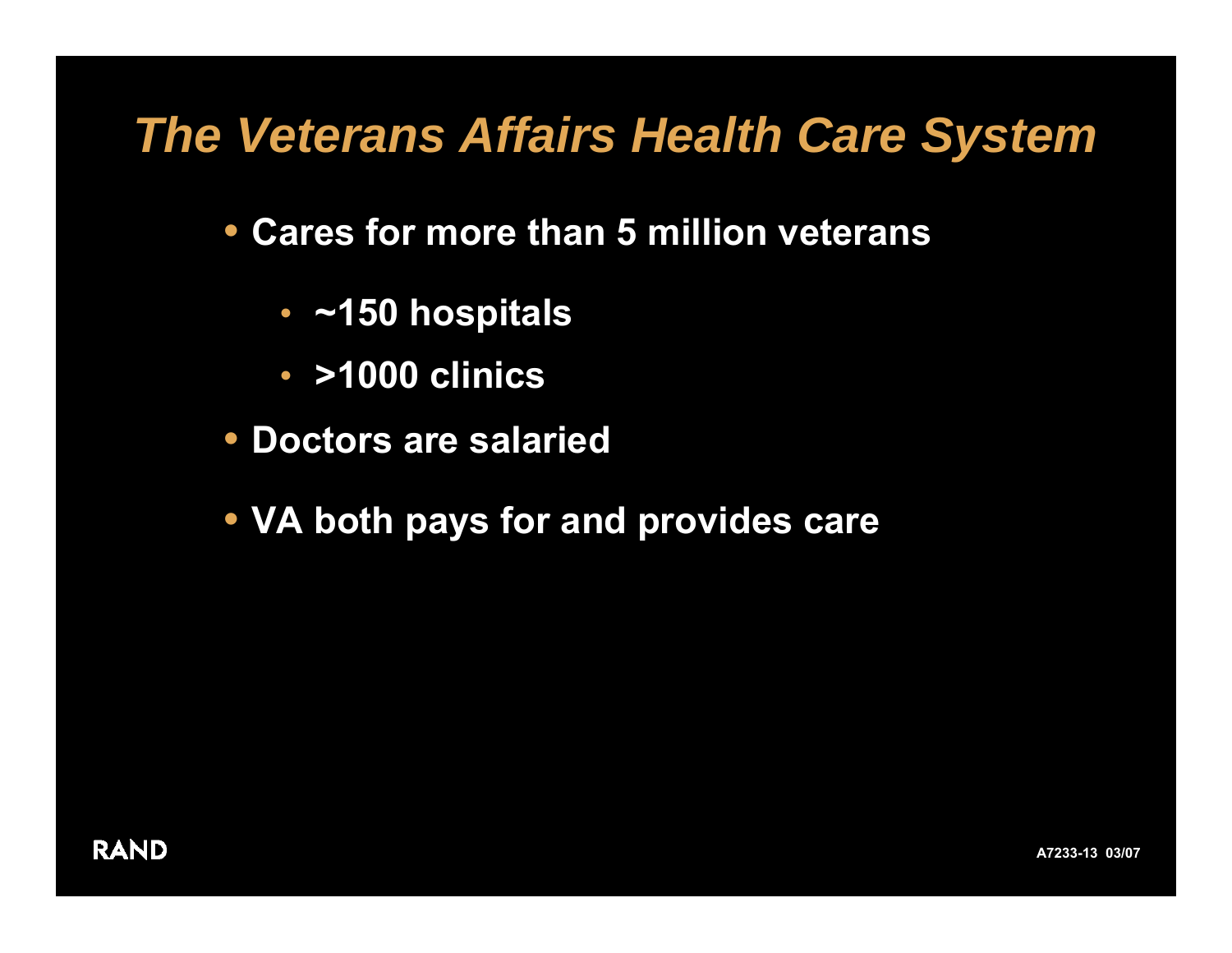# *The Veterans Affairs Health Care System*

- **Cares for more than 5 million veterans**
  - **~150 hospitals**
  - **>1000 clinics**
- **Doctors are salaried**
- **VA both pays for and provides care**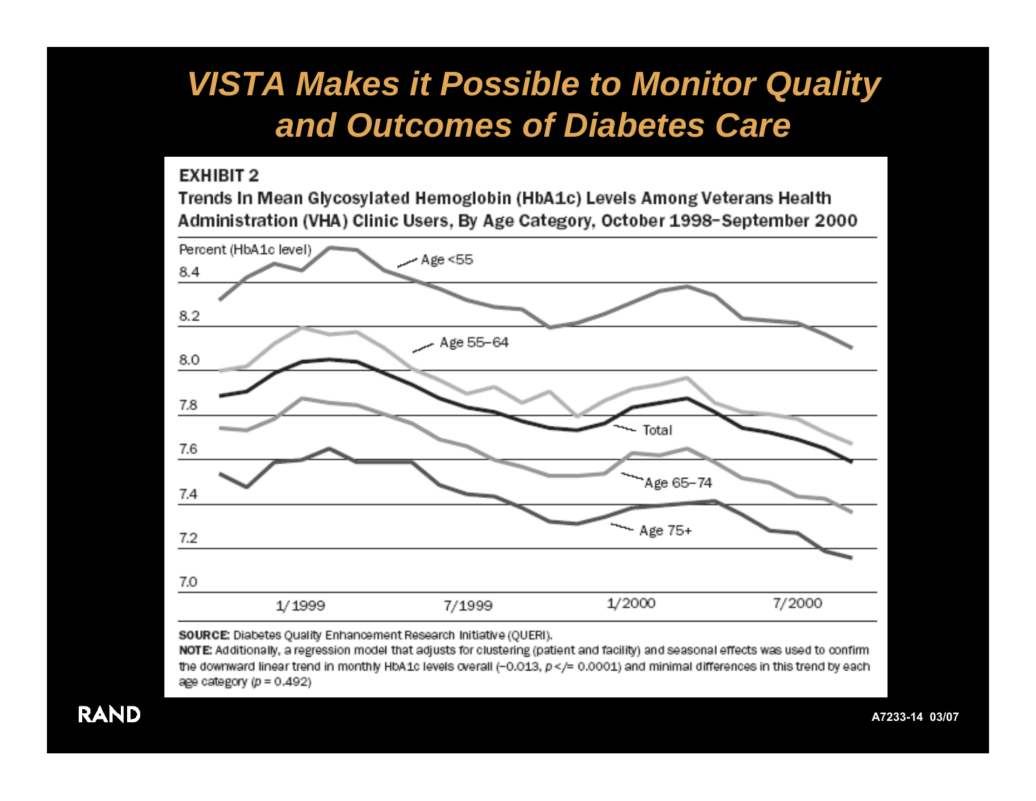# *VISTA Makes it Possible to Monitor Quality and Outcomes of Diabetes Care*

**EXHIBIT 2**

**Trends In Mean Glycosylated Hemoglobin (HbA1c) Levels Among Veterans Health Administration (VHA) Clinic Users, By Age Category, October 1998–September 2000**

Percent (HbA1c level)

8.4
8.2
8.0
7.8
7.6
7.4
7.2
7.0

1/1999 7/1999 1/2000 7/2000

Age <55
Age 55–64
Total
Age 65–74
Age 75+

**SOURCE:** Diabetes Quality Enhancement Research Initiative (QUERI).

**NOTE:** Additionally, a regression model that adjusts for clustering (patient and facility) and seasonal effects was used to confirm the downward linear trend in monthly HbA1c levels overall (−0.013, $p \leq 0.0001$) and minimal differences in this trend by each age category ($p = 0.492$)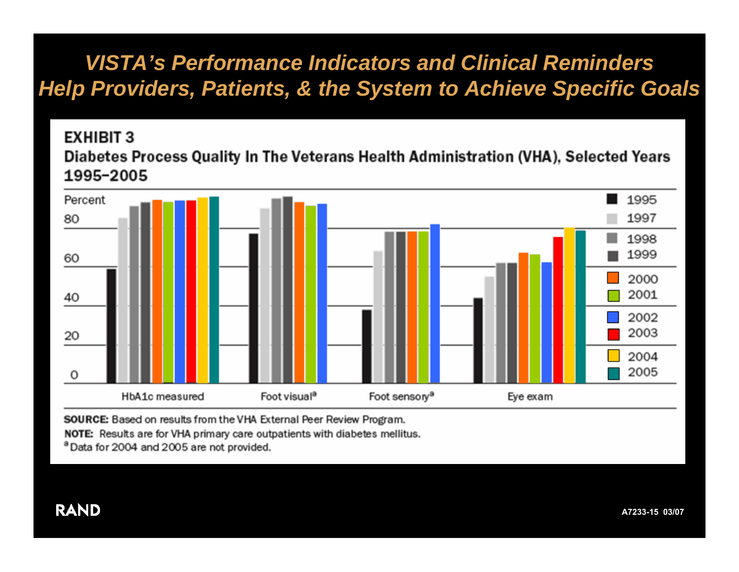# *VISTA's Performance Indicators and Clinical Reminders Help Providers, Patients, & the System to Achieve Specific Goals*

**EXHIBIT 3**

**Diabetes Process Quality In The Veterans Health Administration (VHA), Selected Years 1995–2005**

**SOURCE:** Based on results from the VHA External Peer Review Program.

**NOTE:** Results are for VHA primary care outpatients with diabetes mellitus.

[a] Data for 2004 and 2005 are not provided.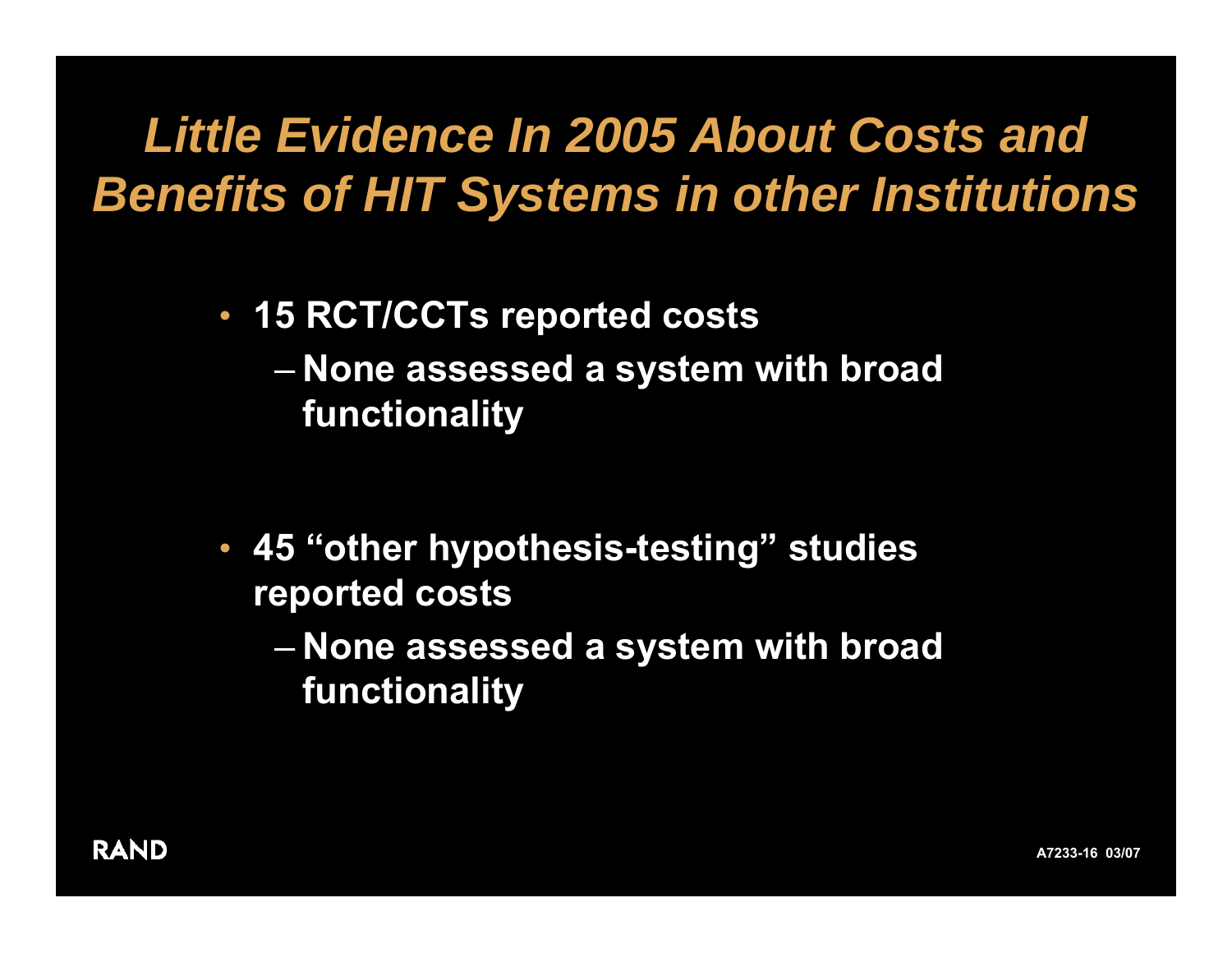# *Little Evidence In 2005 About Costs and Benefits of HIT Systems in other Institutions*

- **15 RCT/CCTs reported costs**
  - **None assessed a system with broad functionality**
- **45 "other hypothesis-testing" studies reported costs**
  - **None assessed a system with broad functionality**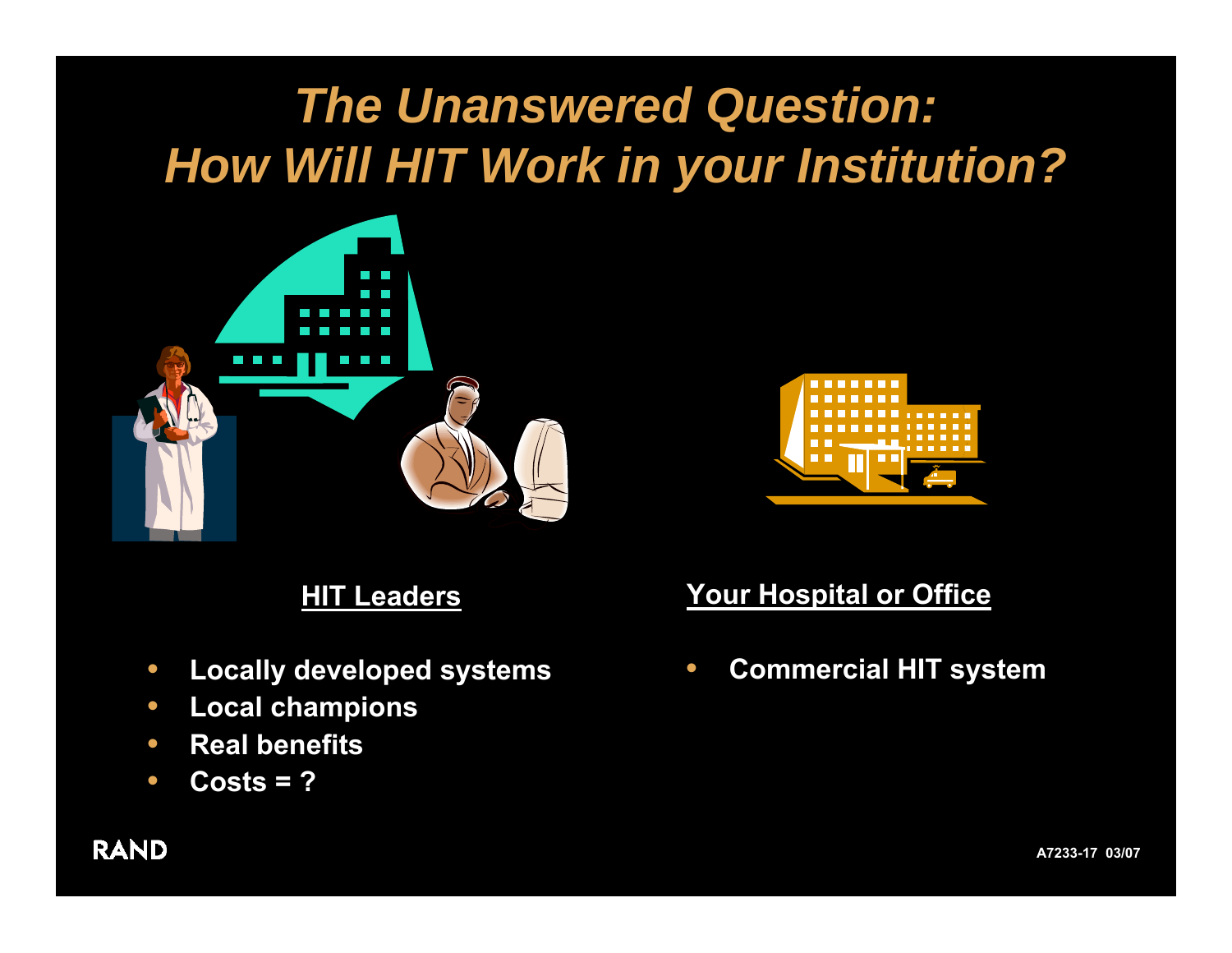# *The Unanswered Question: How Will HIT Work in your Institution?*

**HIT Leaders**

- **Locally developed systems**
- **Local champions**
- **Real benefits**
- **Costs = ?**

**Your Hospital or Office**

- **Commercial HIT system**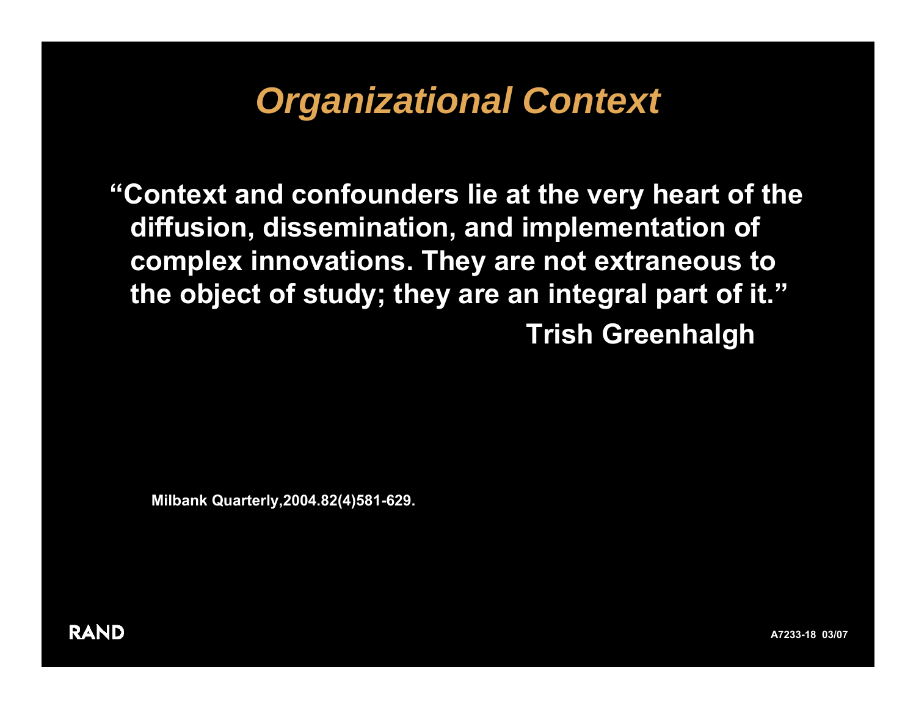# *Organizational Context*

**"Context and confounders lie at the very heart of the diffusion, dissemination, and implementation of complex innovations. They are not extraneous to the object of study; they are an integral part of it."**

**Trish Greenhalgh**

**Milbank Quarterly,2004.82(4)581-629.**

RAND

A7233-18 03/07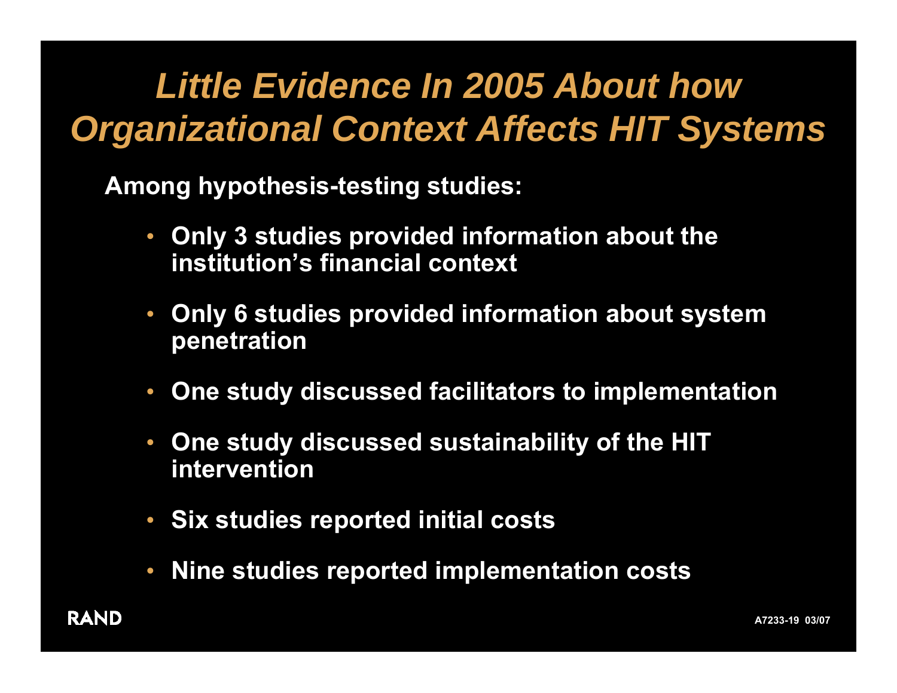# *Little Evidence In 2005 About how Organizational Context Affects HIT Systems*

**Among hypothesis-testing studies:**

- **Only 3 studies provided information about the institution's financial context**
- **Only 6 studies provided information about system penetration**
- **One study discussed facilitators to implementation**
- **One study discussed sustainability of the HIT intervention**
- **Six studies reported initial costs**
- **Nine studies reported implementation costs**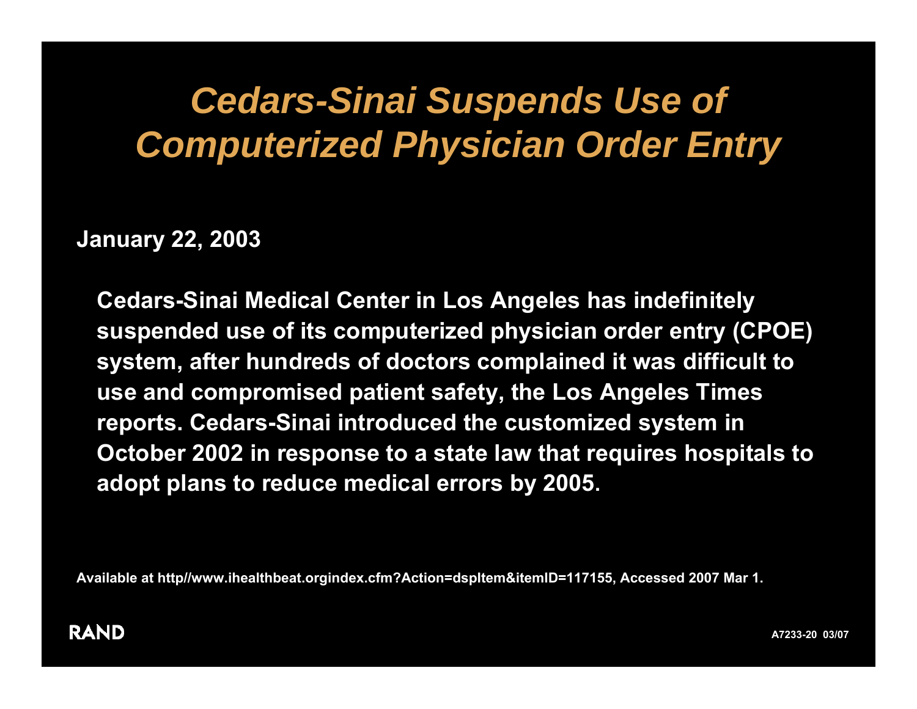# *Cedars-Sinai Suspends Use of Computerized Physician Order Entry*

**January 22, 2003**

**Cedars-Sinai Medical Center in Los Angeles has indefinitely suspended use of its computerized physician order entry (CPOE) system, after hundreds of doctors complained it was difficult to use and compromised patient safety, the Los Angeles Times reports. Cedars-Sinai introduced the customized system in October 2002 in response to a state law that requires hospitals to adopt plans to reduce medical errors by 2005.**

**Available at http//www.ihealthbeat.orgindex.cfm?Action=dspItem&itemID=117155, Accessed 2007 Mar 1.**

RAND

A7233-20 03/07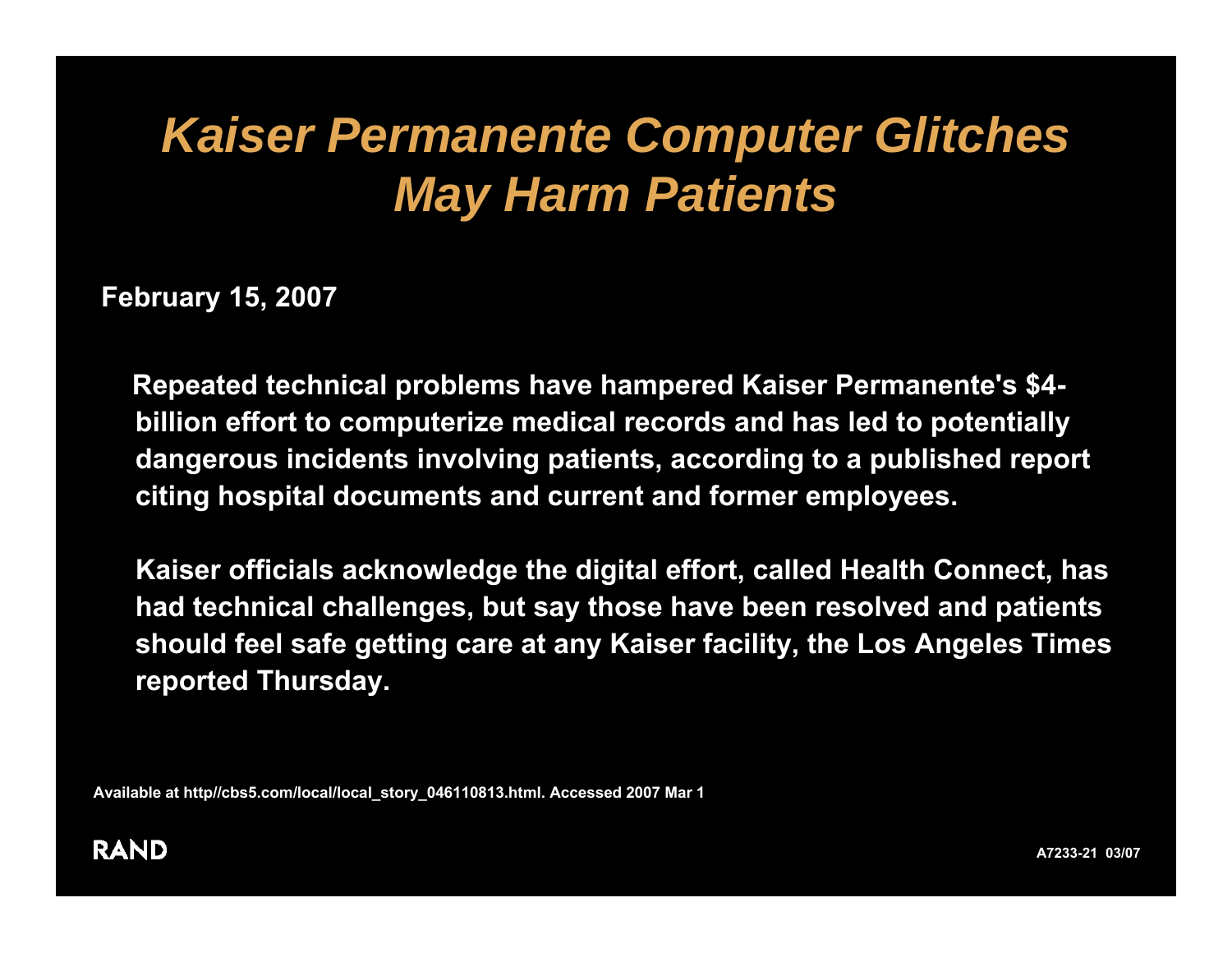# *Kaiser Permanente Computer Glitches May Harm Patients*

**February 15, 2007**

**Repeated technical problems have hampered Kaiser Permanente's $4-billion effort to computerize medical records and has led to potentially dangerous incidents involving patients, according to a published report citing hospital documents and current and former employees.**

**Kaiser officials acknowledge the digital effort, called Health Connect, has had technical challenges, but say those have been resolved and patients should feel safe getting care at any Kaiser facility, the Los Angeles Times reported Thursday.**

**Available at http//cbs5.com/local/local_story_046110813.html. Accessed 2007 Mar 1**

RAND

A7233-21 03/07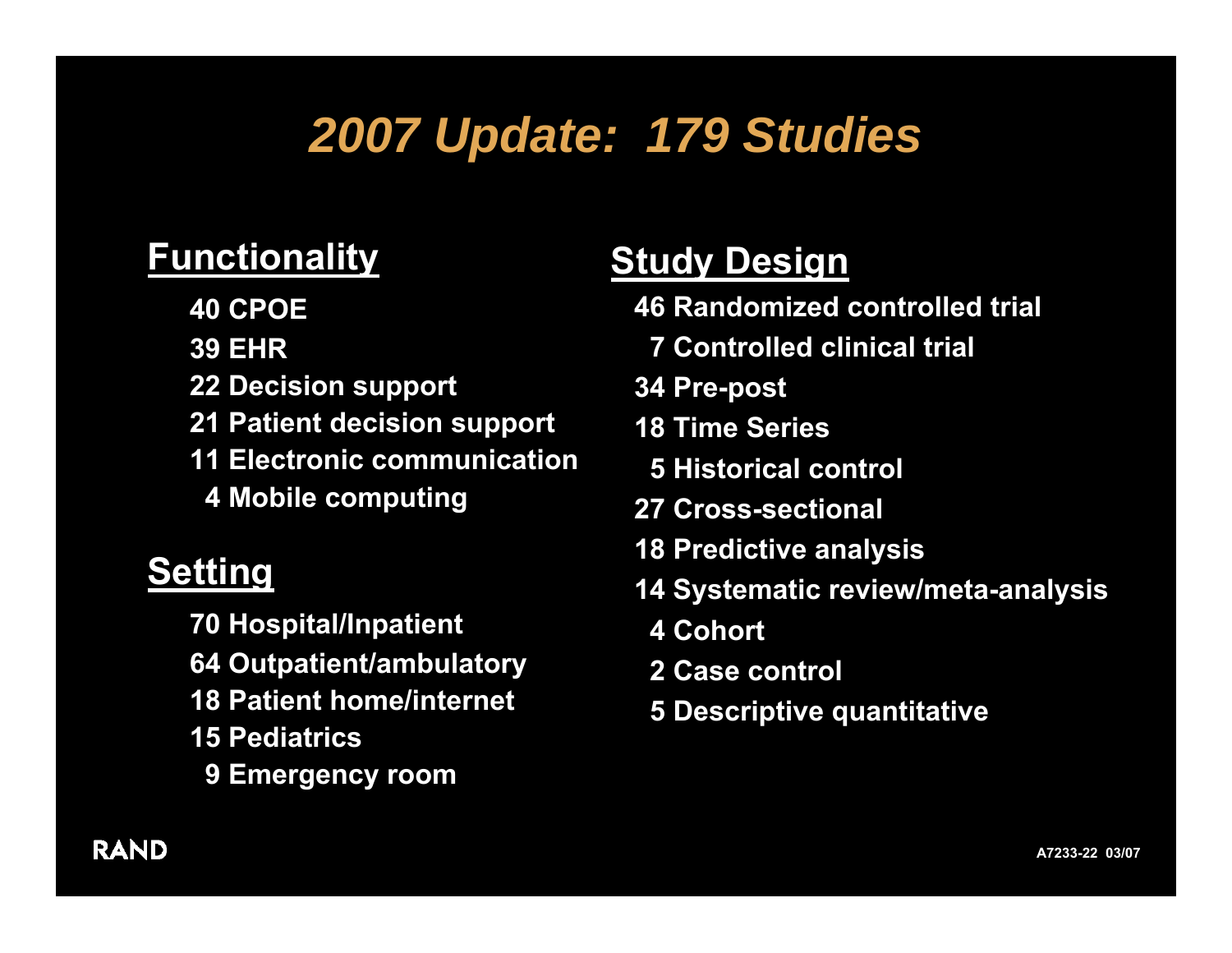# *2007 Update: 179 Studies*

## Functionality

- 40 CPOE
- 39 EHR
- 22 Decision support
- 21 Patient decision support
- 11 Electronic communication
- 4 Mobile computing

## Setting

- 70 Hospital/Inpatient
- 64 Outpatient/ambulatory
- 18 Patient home/internet
- 15 Pediatrics
- 9 Emergency room

## Study Design

- 46 Randomized controlled trial
- 7 Controlled clinical trial
- 34 Pre-post
- 18 Time Series
- 5 Historical control
- 27 Cross-sectional
- 18 Predictive analysis
- 14 Systematic review/meta-analysis
- 4 Cohort
- 2 Case control
- 5 Descriptive quantitative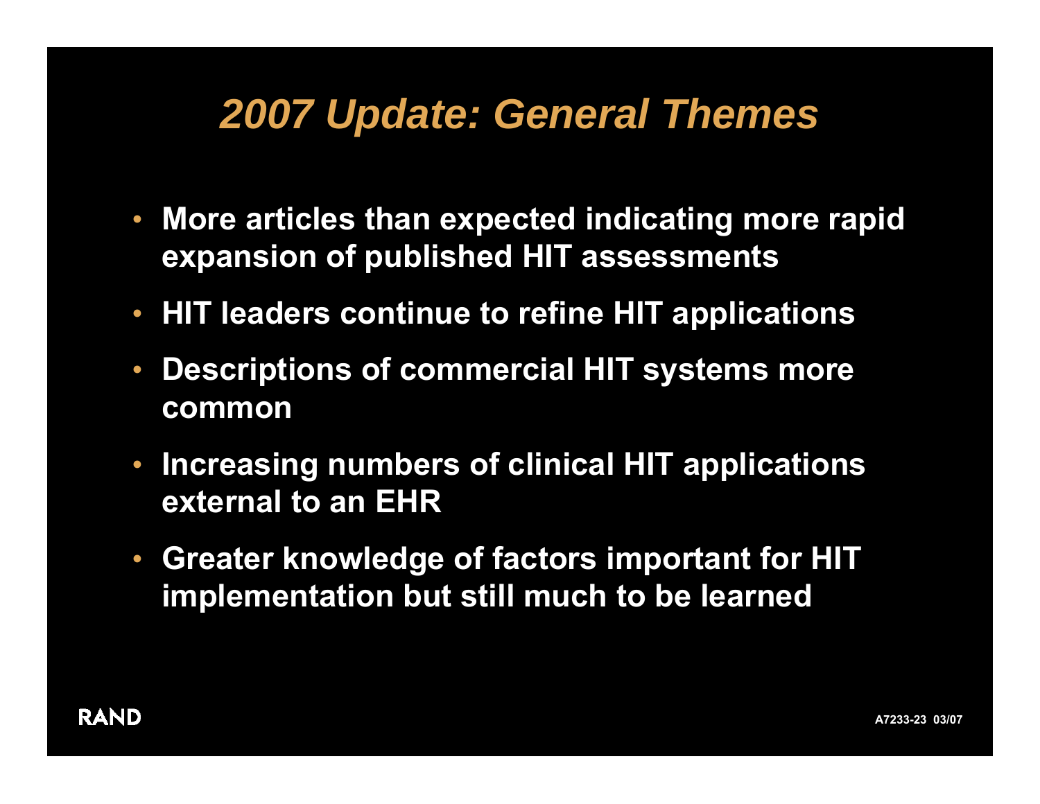# *2007 Update: General Themes*

- **More articles than expected indicating more rapid expansion of published HIT assessments**
- **HIT leaders continue to refine HIT applications**
- **Descriptions of commercial HIT systems more common**
- **Increasing numbers of clinical HIT applications external to an EHR**
- **Greater knowledge of factors important for HIT implementation but still much to be learned**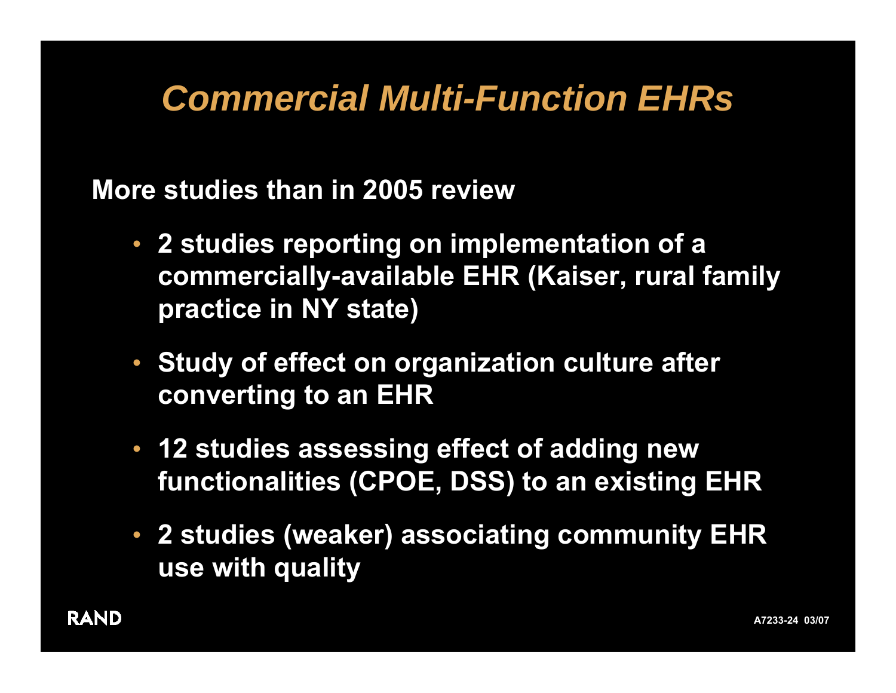# *Commercial Multi-Function EHRs*

**More studies than in 2005 review**

- **2 studies reporting on implementation of a commercially-available EHR (Kaiser, rural family practice in NY state)**
- **Study of effect on organization culture after converting to an EHR**
- **12 studies assessing effect of adding new functionalities (CPOE, DSS) to an existing EHR**
- **2 studies (weaker) associating community EHR use with quality**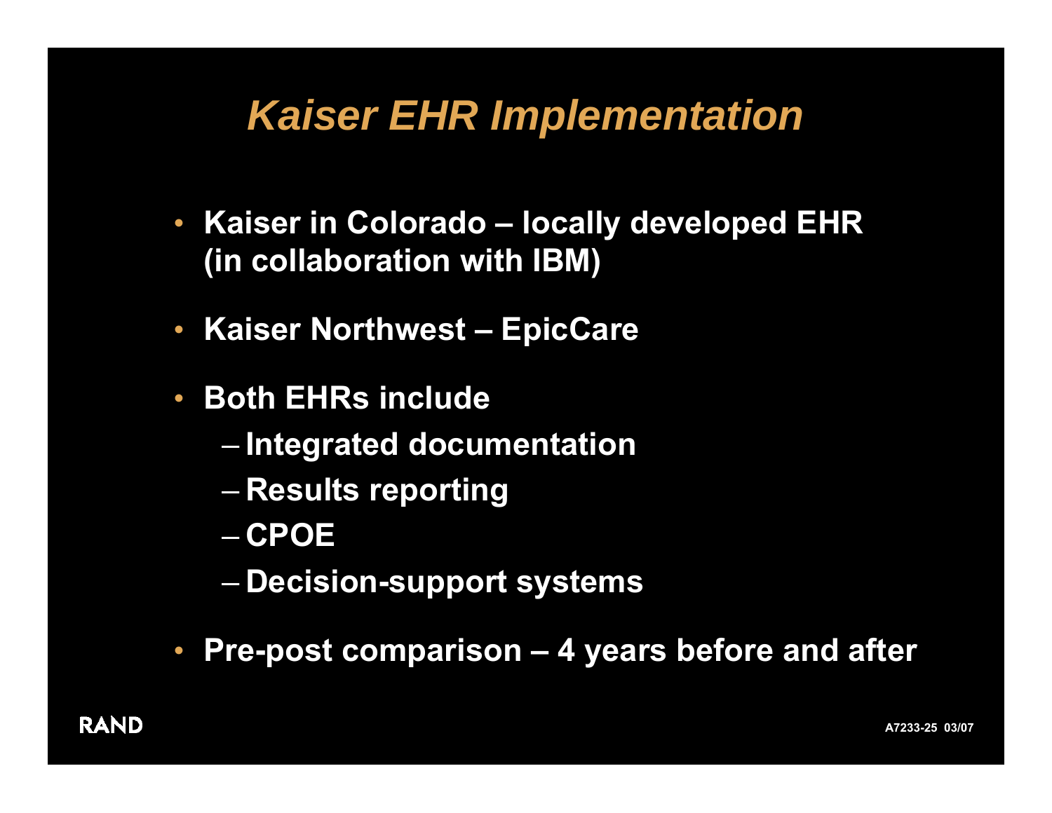# *Kaiser EHR Implementation*

- **Kaiser in Colorado – locally developed EHR (in collaboration with IBM)**
- **Kaiser Northwest – EpicCare**
- **Both EHRs include**
  - **Integrated documentation**
  - **Results reporting**
  - **CPOE**
  - **Decision-support systems**
- **Pre-post comparison – 4 years before and after**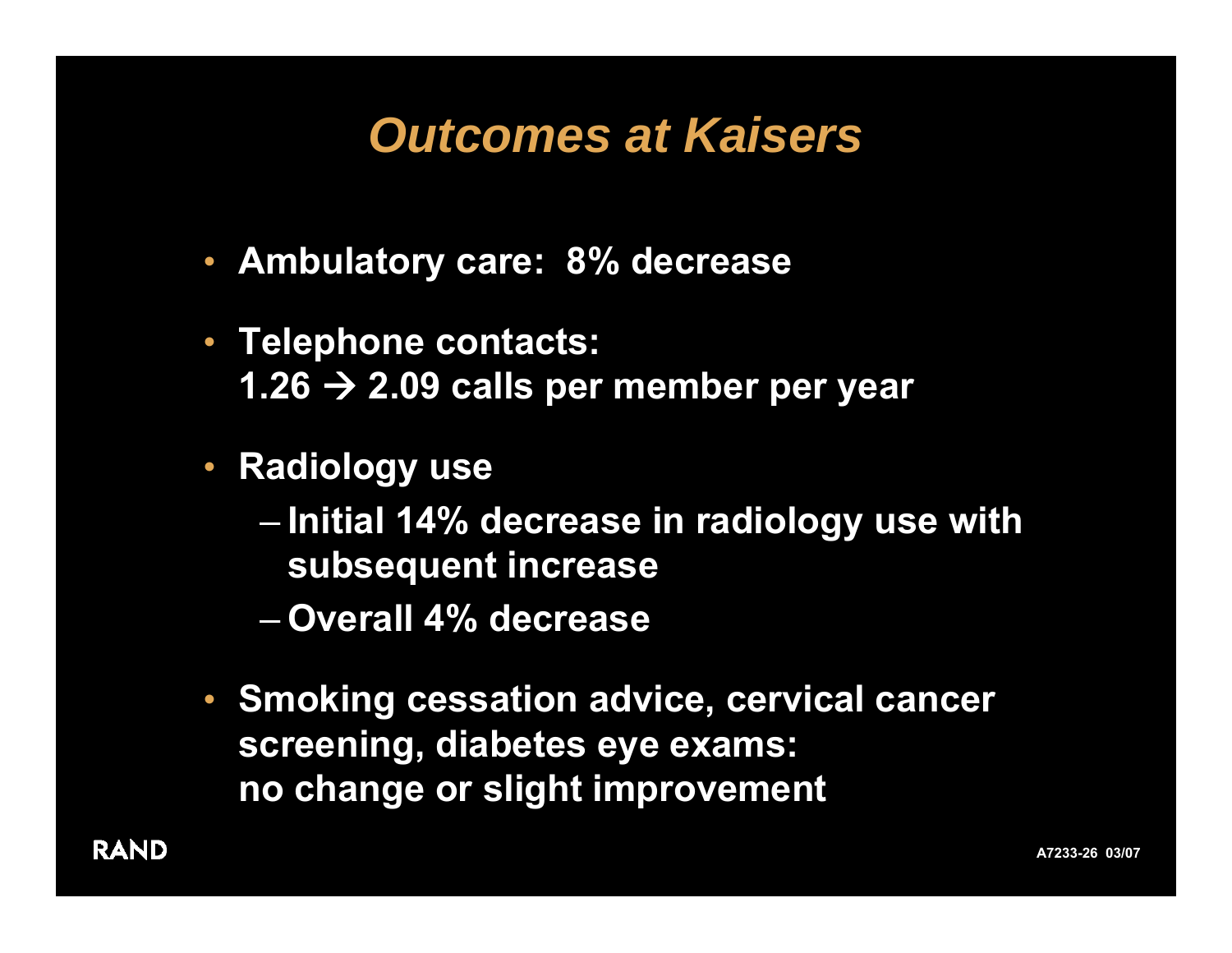# *Outcomes at Kaisers*

- **Ambulatory care: 8% decrease**
- **Telephone contacts:**
  **1.26 → 2.09 calls per member per year**
- **Radiology use**
  - **Initial 14% decrease in radiology use with subsequent increase**
  - **Overall 4% decrease**
- **Smoking cessation advice, cervical cancer screening, diabetes eye exams:**
  **no change or slight improvement**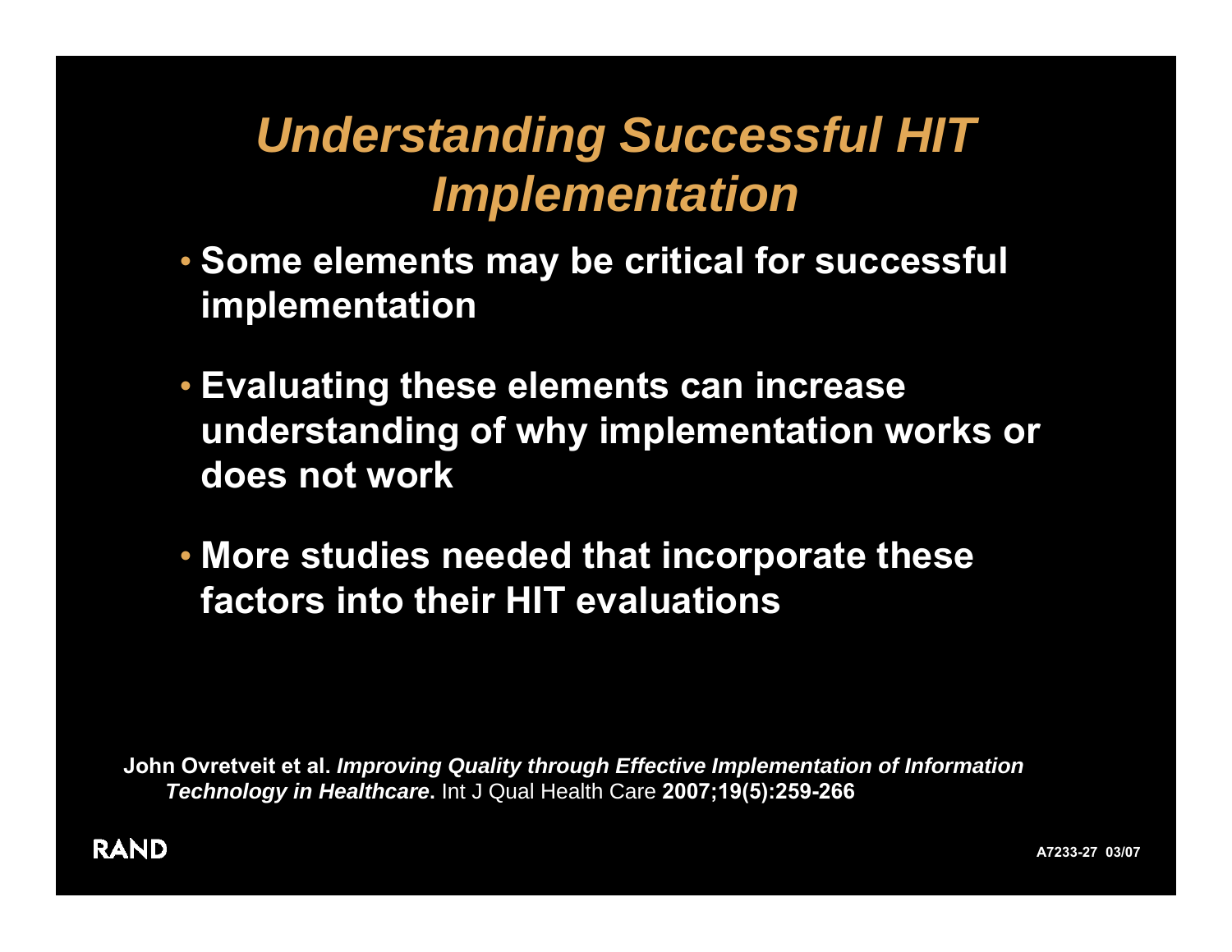# *Understanding Successful HIT Implementation*

- **Some elements may be critical for successful implementation**
- **Evaluating these elements can increase understanding of why implementation works or does not work**
- **More studies needed that incorporate these factors into their HIT evaluations**

**John Ovretveit et al.** ***Improving Quality through Effective Implementation of Information Technology in Healthcare*****.** Int J Qual Health Care **2007;19(5):259-266**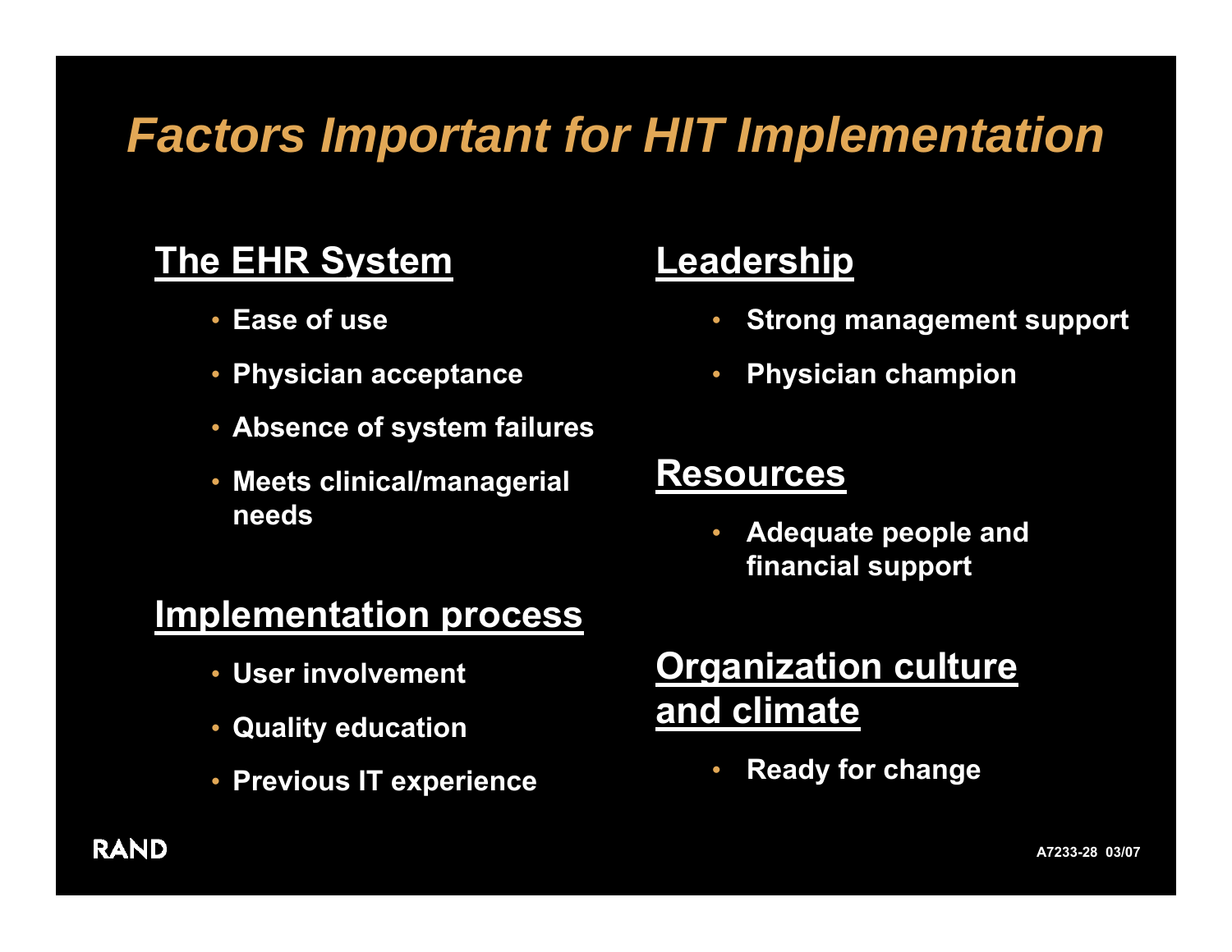# Factors Important for HIT Implementation

## The EHR System

- Ease of use
- Physician acceptance
- Absence of system failures
- Meets clinical/managerial needs

## Implementation process

- User involvement
- Quality education
- Previous IT experience

## Leadership

- Strong management support
- Physician champion

## Resources

- Adequate people and financial support

## Organization culture and climate

- Ready for change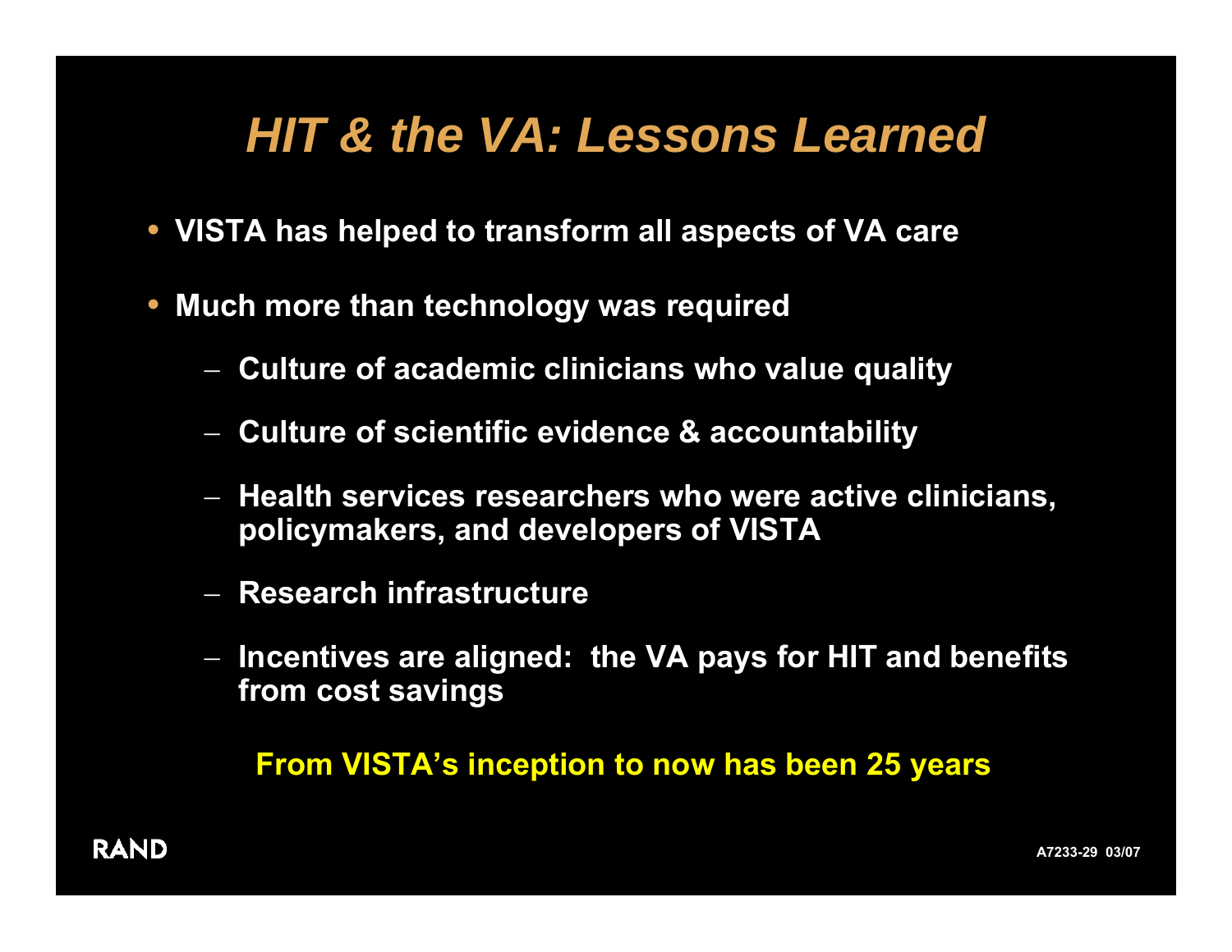# *HIT & the VA: Lessons Learned*

- **VISTA has helped to transform all aspects of VA care**
- **Much more than technology was required**
  - **Culture of academic clinicians who value quality**
  - **Culture of scientific evidence & accountability**
  - **Health services researchers who were active clinicians, policymakers, and developers of VISTA**
  - **Research infrastructure**
  - **Incentives are aligned: the VA pays for HIT and benefits from cost savings**

**From VISTA's inception to now has been 25 years**

RAND

A7233-29 03/07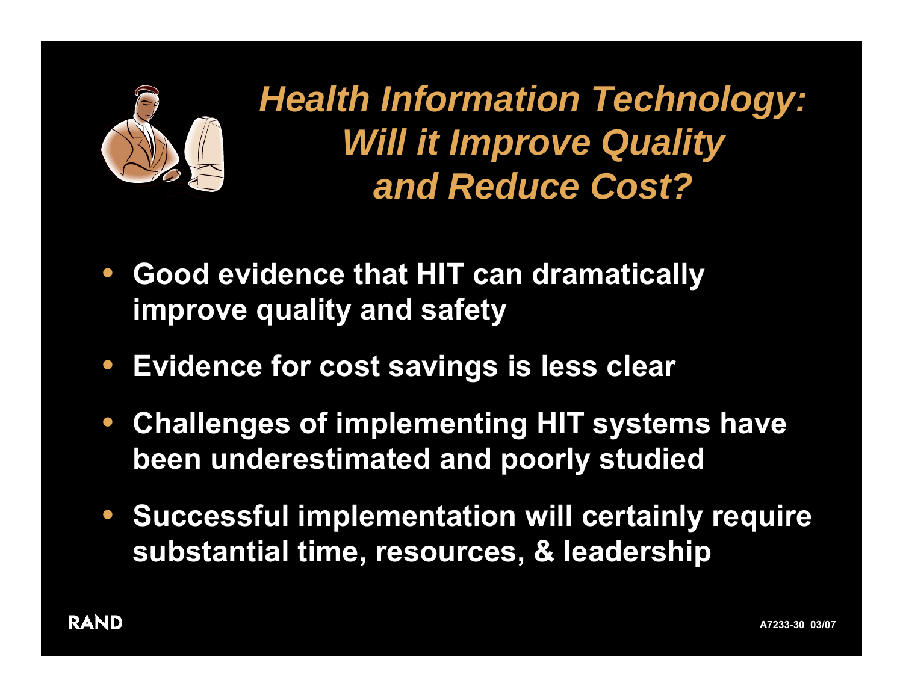# *Health Information Technology: Will it Improve Quality and Reduce Cost?*

- **Good evidence that HIT can dramatically improve quality and safety**
- **Evidence for cost savings is less clear**
- **Challenges of implementing HIT systems have been underestimated and poorly studied**
- **Successful implementation will certainly require substantial time, resources, & leadership**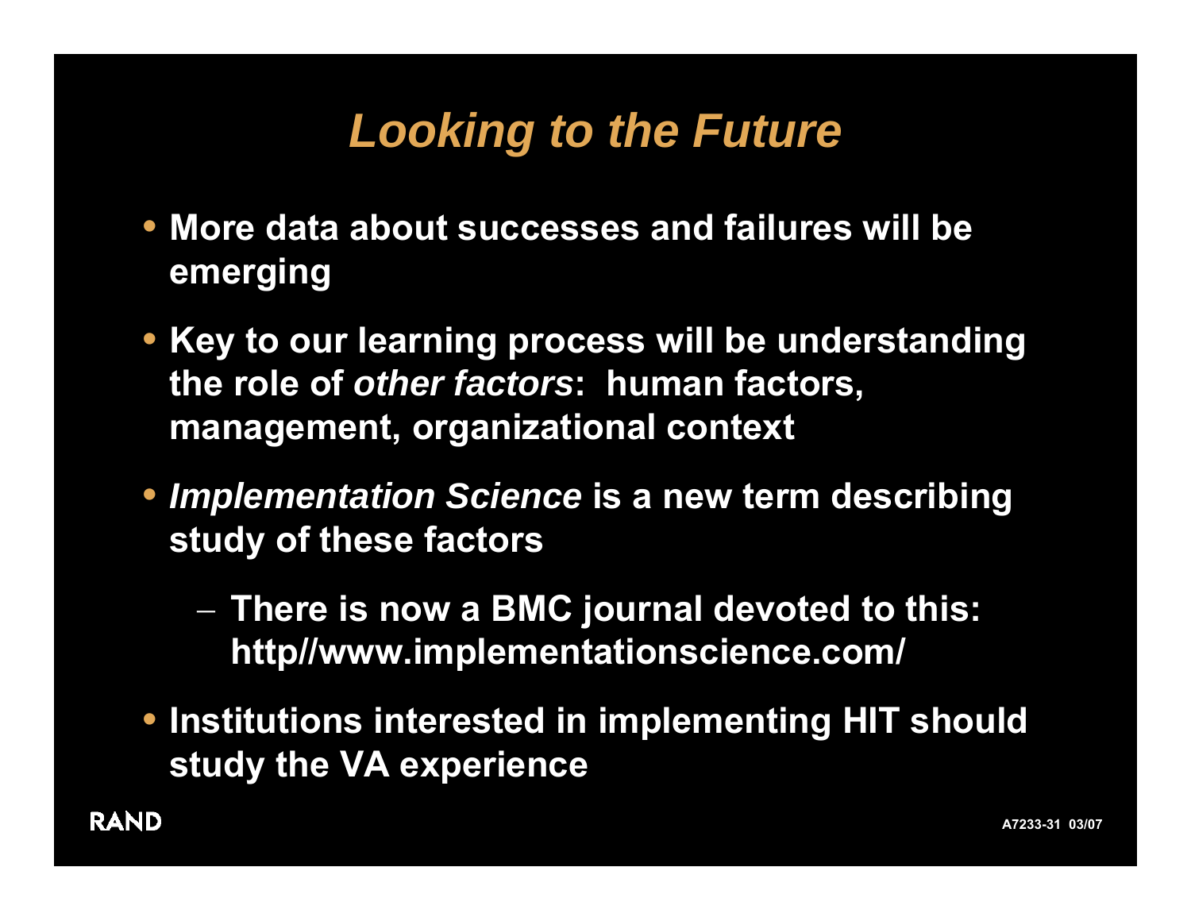# *Looking to the Future*

- More data about successes and failures will be emerging
- Key to our learning process will be understanding the role of *other factors*: human factors, management, organizational context
- *Implementation Science* is a new term describing study of these factors
  - There is now a BMC journal devoted to this: http//www.implementationscience.com/
- Institutions interested in implementing HIT should study the VA experience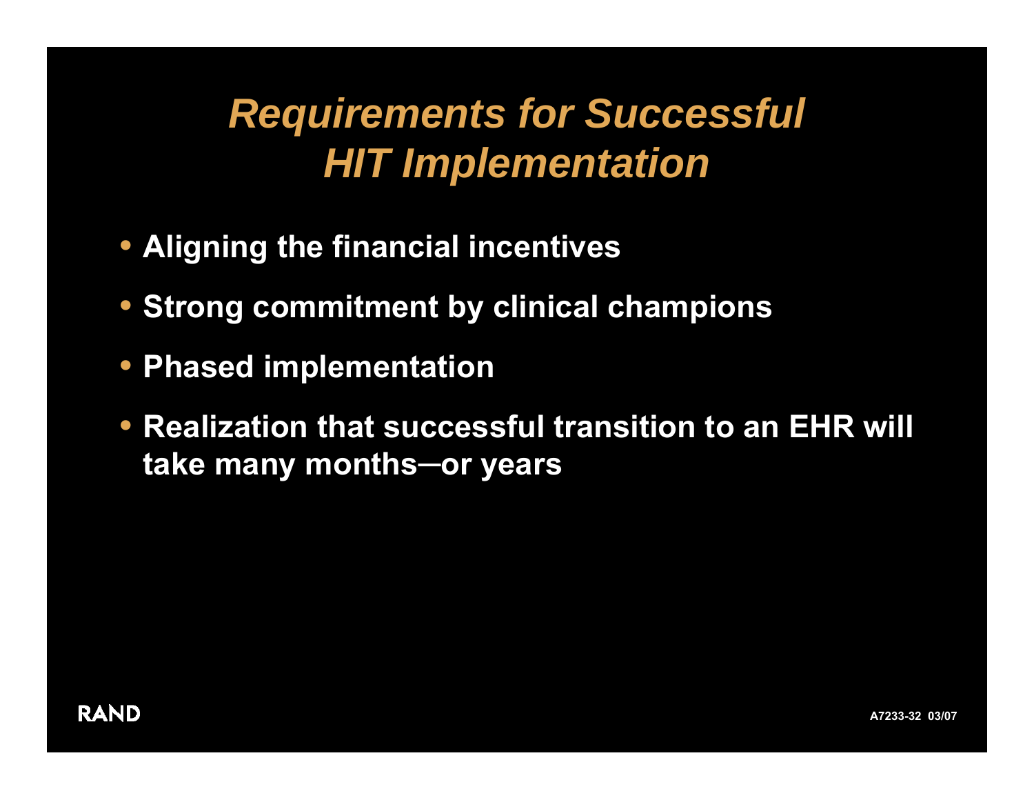# Requirements for Successful HIT Implementation

- Aligning the financial incentives
- Strong commitment by clinical champions
- Phased implementation
- Realization that successful transition to an EHR will take many months—or years